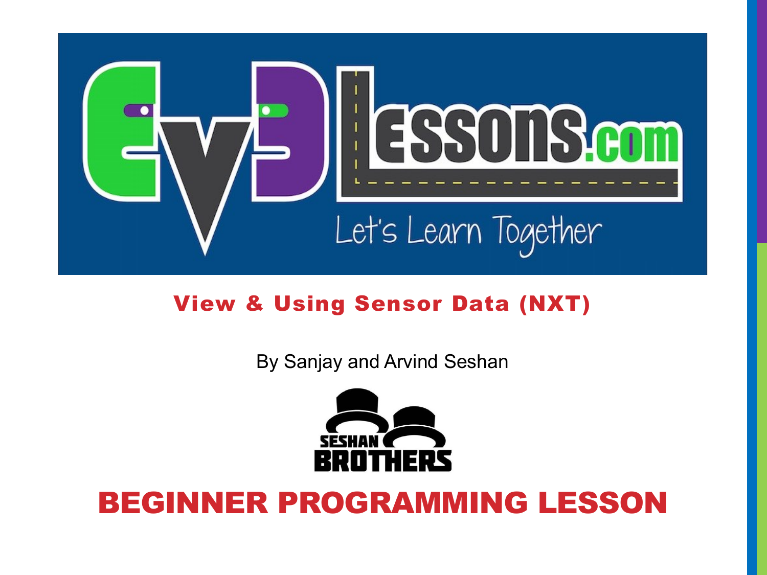# View & Using Sensor Data (NXT)

By Sanjay and Arvind Seshan

## BEGINNER PROGRAMMING LESSON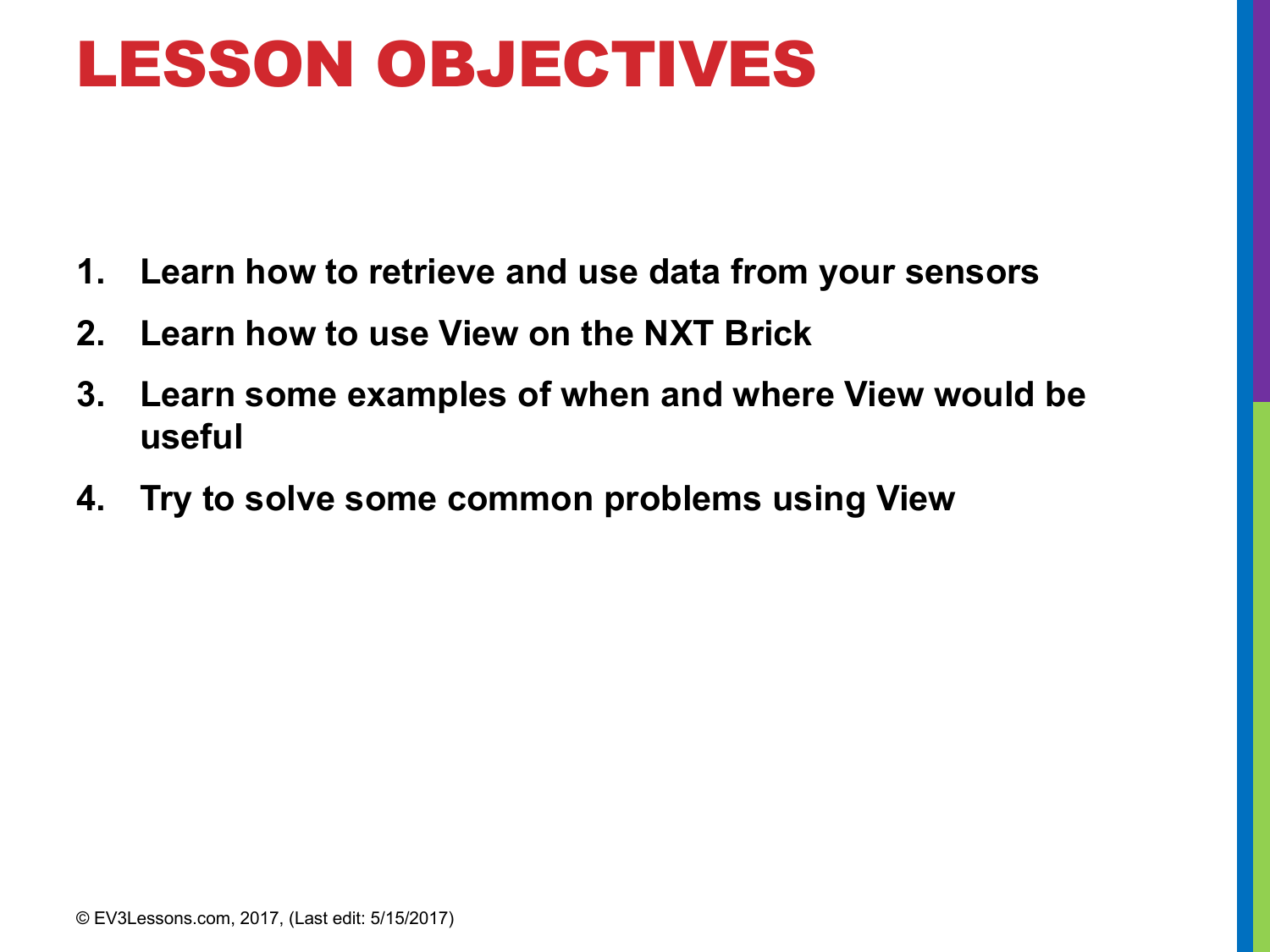# LESSON OBJECTIVES

1. **Learn how to retrieve and use data from your sensors**
2. **Learn how to use View on the NXT Brick**
3. **Learn some examples of when and where View would be useful**
4. **Try to solve some common problems using View**

© EV3Lessons.com, 2017, (Last edit: 5/15/2017)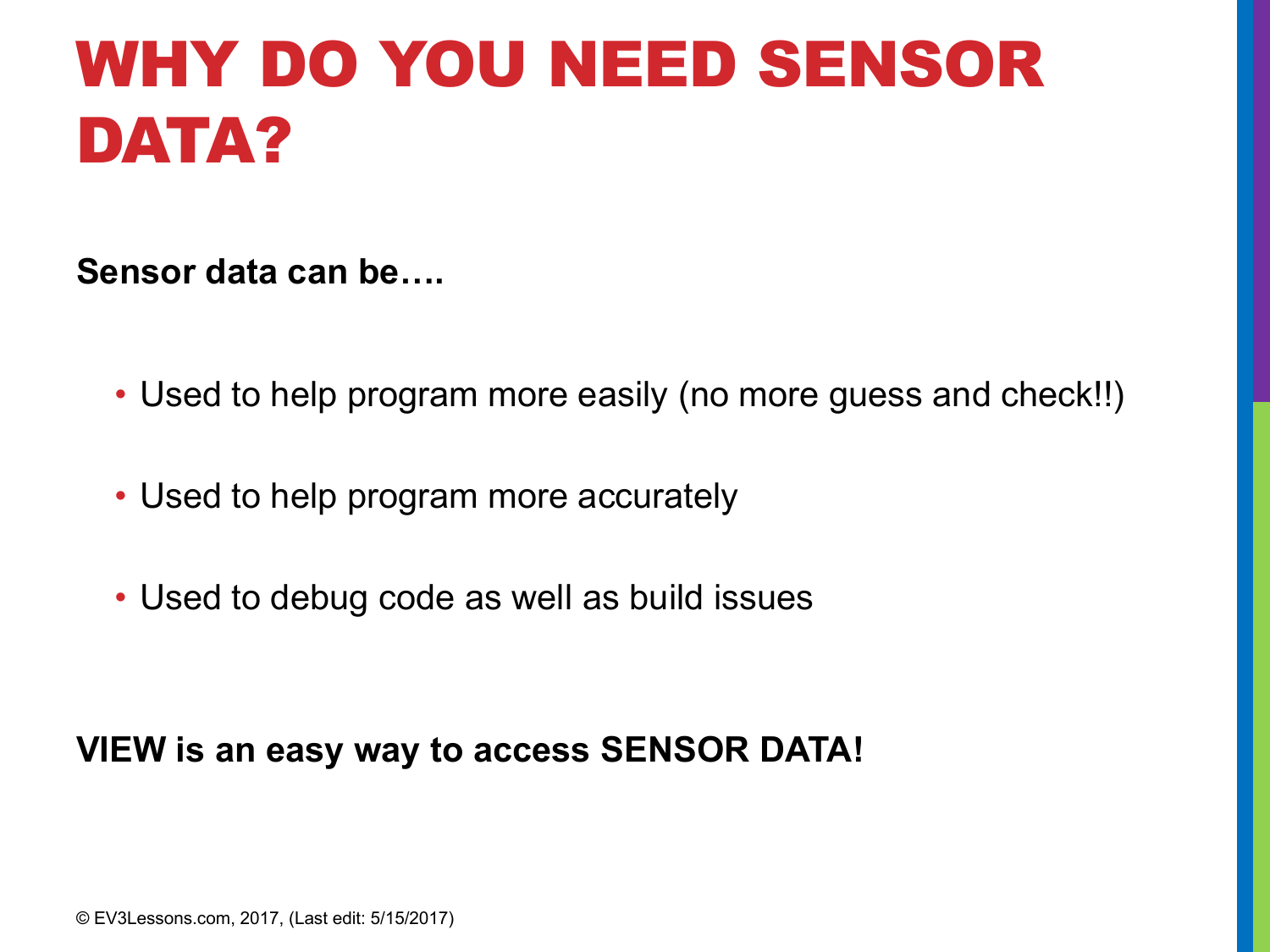# WHY DO YOU NEED SENSOR DATA?

**Sensor data can be….**

- Used to help program more easily (no more guess and check!!)
- Used to help program more accurately
- Used to debug code as well as build issues

**VIEW is an easy way to access SENSOR DATA!**

© EV3Lessons.com, 2017, (Last edit: 5/15/2017)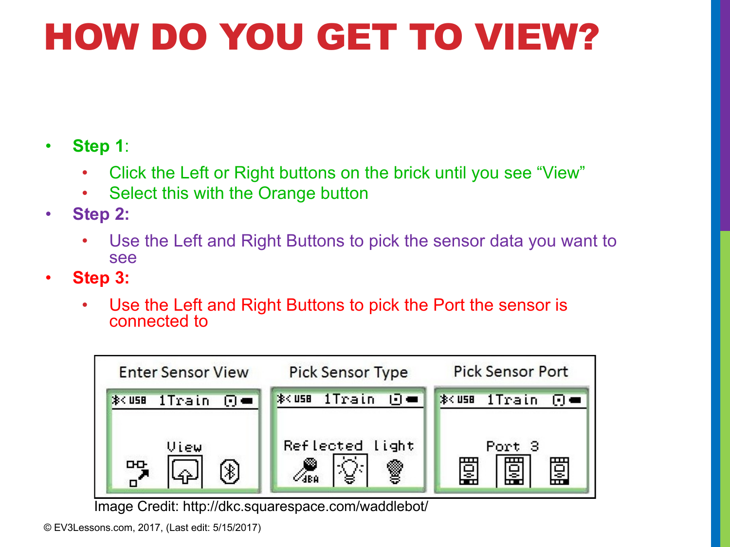# HOW DO YOU GET TO VIEW?

- **Step 1**:
  - Click the Left or Right buttons on the brick until you see "View"
  - Select this with the Orange button
- **Step 2:**
  - Use the Left and Right Buttons to pick the sensor data you want to see
- **Step 3:**
  - Use the Left and Right Buttons to pick the Port the sensor is connected to

| Enter Sensor View | Pick Sensor Type | Pick Sensor Port |
|---|---|---|
| View | Reflected light | Port 3 |

Image Credit: http://dkc.squarespace.com/waddlebot/

© EV3Lessons.com, 2017, (Last edit: 5/15/2017)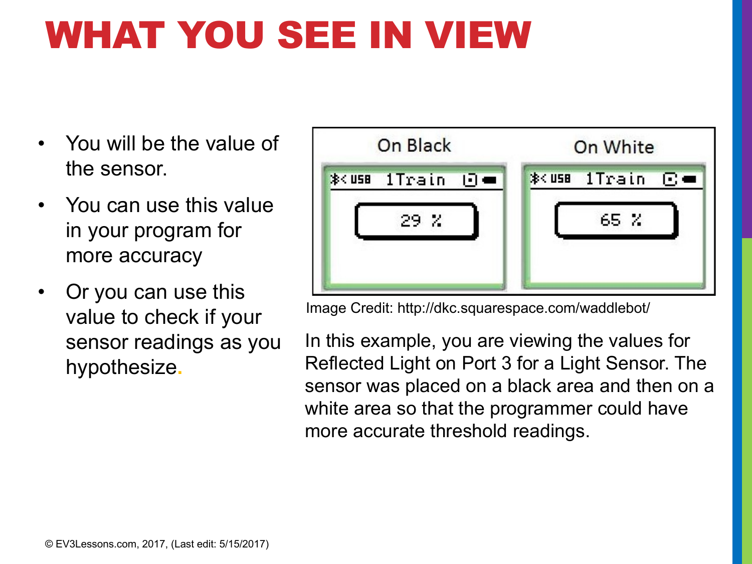# WHAT YOU SEE IN VIEW

- You will be the value of the sensor.
- You can use this value in your program for more accuracy
- Or you can use this value to check if your sensor readings as you hypothesize.

| On Black | On White |
| --- | --- |
| 1Train: 29 % | 1Train: 65 % |

Image Credit: http://dkc.squarespace.com/waddlebot/

In this example, you are viewing the values for Reflected Light on Port 3 for a Light Sensor. The sensor was placed on a black area and then on a white area so that the programmer could have more accurate threshold readings.

© EV3Lessons.com, 2017, (Last edit: 5/15/2017)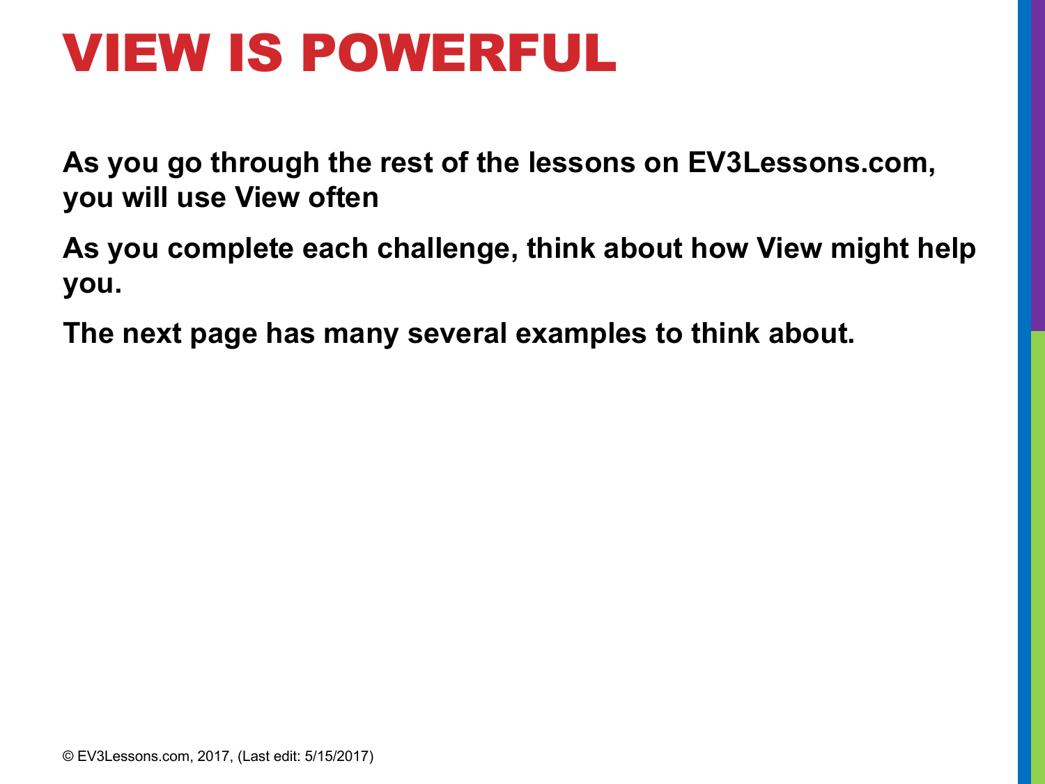# VIEW IS POWERFUL

**As you go through the rest of the lessons on EV3Lessons.com, you will use View often**

**As you complete each challenge, think about how View might help you.**

**The next page has many several examples to think about.**

© EV3Lessons.com, 2017, (Last edit: 5/15/2017)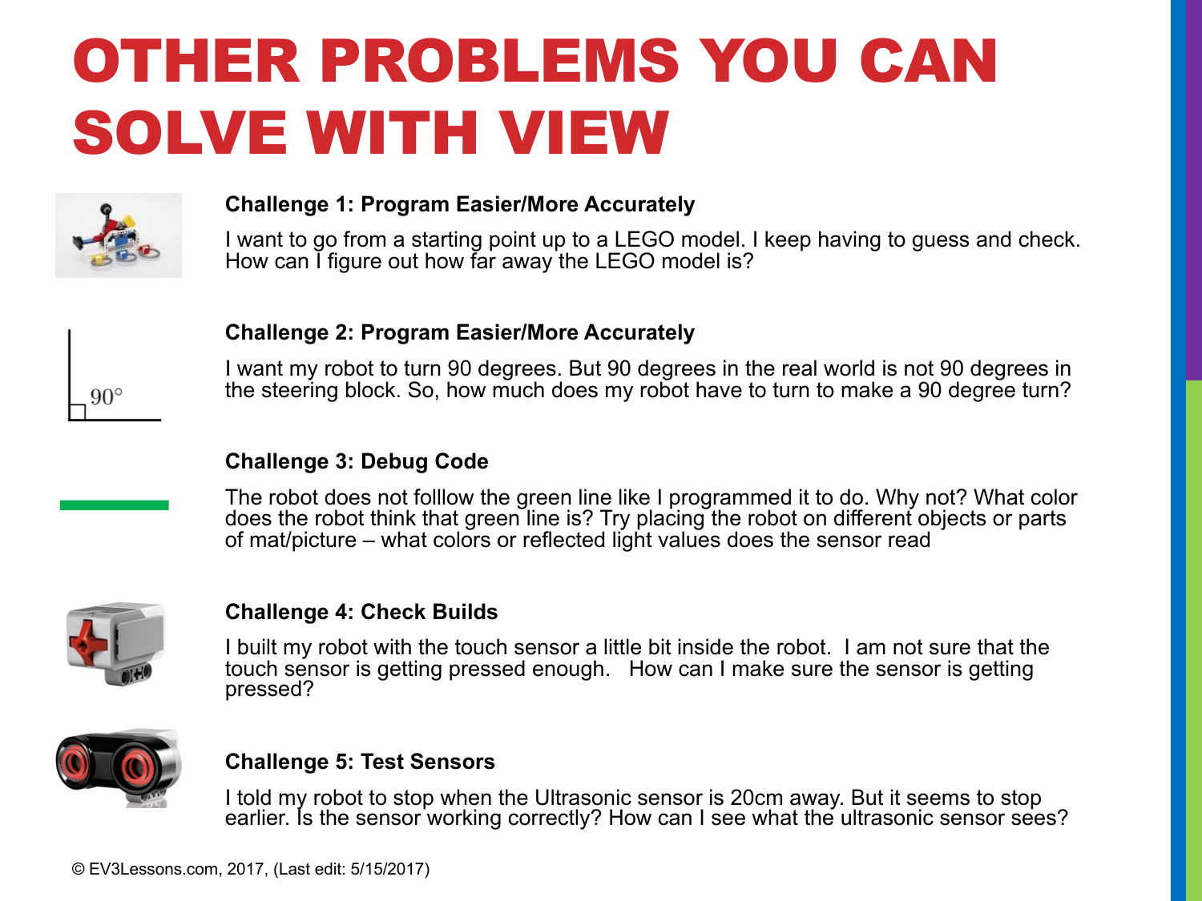# OTHER PROBLEMS YOU CAN SOLVE WITH VIEW

**Challenge 1: Program Easier/More Accurately**

I want to go from a starting point up to a LEGO model. I keep having to guess and check. How can I figure out how far away the LEGO model is?

**Challenge 2: Program Easier/More Accurately**

I want my robot to turn 90 degrees. But 90 degrees in the real world is not 90 degrees in the steering block. So, how much does my robot have to turn to make a 90 degree turn?

**Challenge 3: Debug Code**

The robot does not folllow the green line like I programmed it to do. Why not? What color does the robot think that green line is? Try placing the robot on different objects or parts of mat/picture – what colors or reflected light values does the sensor read

**Challenge 4: Check Builds**

I built my robot with the touch sensor a little bit inside the robot. I am not sure that the touch sensor is getting pressed enough. How can I make sure the sensor is getting pressed?

**Challenge 5: Test Sensors**

I told my robot to stop when the Ultrasonic sensor is 20cm away. But it seems to stop earlier. Is the sensor working correctly? How can I see what the ultrasonic sensor sees?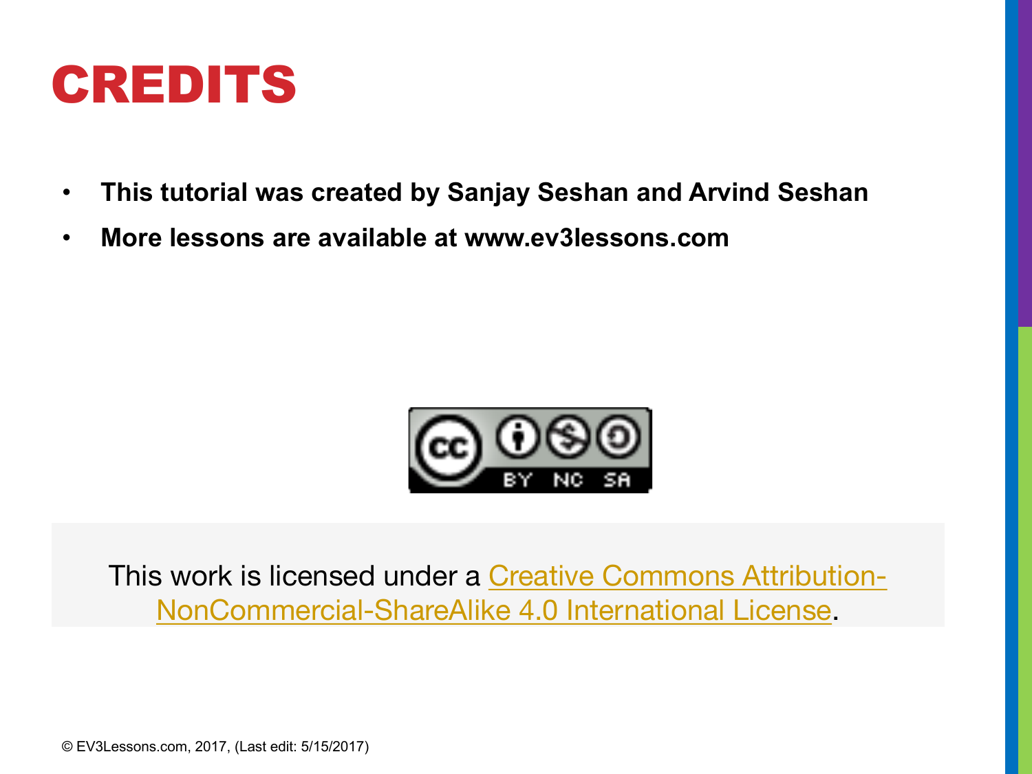# CREDITS

- **This tutorial was created by Sanjay Seshan and Arvind Seshan**
- **More lessons are available at www.ev3lessons.com**

This work is licensed under a Creative Commons Attribution-NonCommercial-ShareAlike 4.0 International License.

© EV3Lessons.com, 2017, (Last edit: 5/15/2017)